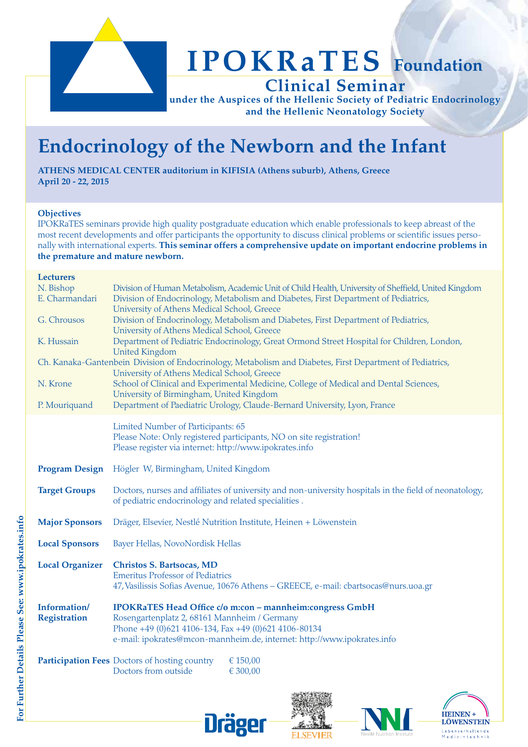# IPOKRaTES Foundation

## Clinical Seminar

**under the Auspices of the Hellenic Society of Pediatric Endocrinology and the Hellenic Neonatology Society**

# Endocrinology of the Newborn and the Infant

**ATHENS MEDICAL CENTER auditorium in KIFISIA (Athens suburb), Athens, Greece**
**April 20 - 22, 2015**

**Objectives**
IPOKRaTES seminars provide high quality postgraduate education which enable professionals to keep abreast of the most recent developments and offer participants the opportunity to discuss clinical problems or scientific issues personally with international experts. **This seminar offers a comprehensive update on important endocrine problems in the premature and mature newborn.**

**Lecturers**

| | |
|---|---|
| N. Bishop | Division of Human Metabolism, Academic Unit of Child Health, University of Sheffield, United Kingdom |
| E. Charmandari | Division of Endocrinology, Metabolism and Diabetes, First Department of Pediatrics, University of Athens Medical School, Greece |
| G. Chrousos | Division of Endocrinology, Metabolism and Diabetes, First Department of Pediatrics, University of Athens Medical School, Greece |
| K. Hussain | Department of Pediatric Endocrinology, Great Ormond Street Hospital for Children, London, United Kingdom |
| Ch. Kanaka-Gantenbein | Division of Endocrinology, Metabolism and Diabetes, First Department of Pediatrics, University of Athens Medical School, Greece |
| N. Krone | School of Clinical and Experimental Medicine, College of Medical and Dental Sciences, University of Birmingham, United Kingdom |
| P. Mouriquand | Department of Paediatric Urology, Claude-Bernard University, Lyon, France |

Limited Number of Participants: 65
Please Note: Only registered participants, NO on site registration!
Please register via internet: http://www.ipokrates.info

**Program Design** Högler W, Birmingham, United Kingdom

**Target Groups** Doctors, nurses and affiliates of university and non-university hospitals in the field of neonatology, of pediatric endocrinology and related specialities .

**Major Sponsors** Dräger, Elsevier, Nestlé Nutrition Institute, Heinen + Löwenstein

**Local Sponsors** Bayer Hellas, NovoNordisk Hellas

**Local Organizer** **Christos S. Bartsocas, MD**
Emeritus Professor of Pediatrics
47, Vasilissis Sofias Avenue, 10676 Athens – GREECE, e-mail: cbartsocas@nurs.uoa.gr

**Information/ Registration** **IPOKRaTES Head Office c/o m:con – mannheim:congress GmbH**
Rosengartenplatz 2, 68161 Mannheim / Germany
Phone +49 (0)621 4106-134, Fax +49 (0)621 4106-80134
e-mail: ipokrates@mcon-mannheim.de, internet: http://www.ipokrates.info

**Participation Fees**

| | |
|---|---|
| Doctors of hosting country | € 150,00 |
| Doctors from outside | € 300,00 |

For Further Details Please See: www.ipokrates.info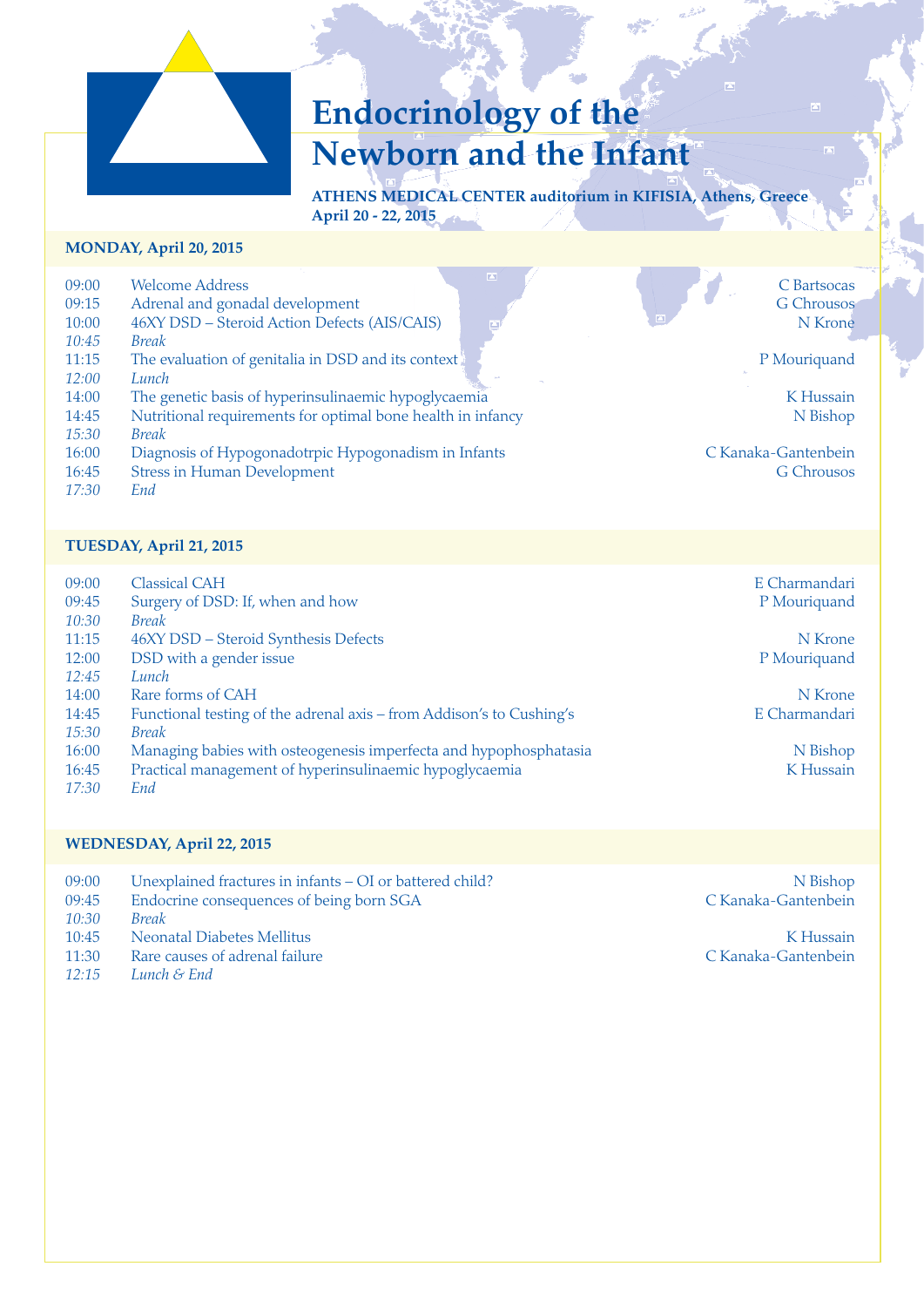# Endocrinology of the Newborn and the Infant

**ATHENS MEDICAL CENTER auditorium in KIFISIA, Athens, Greece**
**April 20 - 22, 2015**

## MONDAY, April 20, 2015

| | | |
|---|---|---|
| 09:00 | Welcome Address | C Bartsocas |
| 09:15 | Adrenal and gonadal development | G Chrousos |
| 10:00 | 46XY DSD – Steroid Action Defects (AIS/CAIS) | N Krone |
| *10:45* | *Break* | |
| 11:15 | The evaluation of genitalia in DSD and its context | P Mouriquand |
| *12:00* | *Lunch* | |
| 14:00 | The genetic basis of hyperinsulinaemic hypoglycaemia | K Hussain |
| 14:45 | Nutritional requirements for optimal bone health in infancy | N Bishop |
| *15:30* | *Break* | |
| 16:00 | Diagnosis of Hypogonadotrpic Hypogonadism in Infants | C Kanaka-Gantenbein |
| 16:45 | Stress in Human Development | G Chrousos |
| *17:30* | *End* | |

## TUESDAY, April 21, 2015

| | | |
|---|---|---|
| 09:00 | Classical CAH | E Charmandari |
| 09:45 | Surgery of DSD: If, when and how | P Mouriquand |
| *10:30* | *Break* | |
| 11:15 | 46XY DSD – Steroid Synthesis Defects | N Krone |
| 12:00 | DSD with a gender issue | P Mouriquand |
| *12:45* | *Lunch* | |
| 14:00 | Rare forms of CAH | N Krone |
| 14:45 | Functional testing of the adrenal axis – from Addison's to Cushing's | E Charmandari |
| *15:30* | *Break* | |
| 16:00 | Managing babies with osteogenesis imperfecta and hypophosphatasia | N Bishop |
| 16:45 | Practical management of hyperinsulinaemic hypoglycaemia | K Hussain |
| *17:30* | *End* | |

## WEDNESDAY, April 22, 2015

| | | |
|---|---|---|
| 09:00 | Unexplained fractures in infants – OI or battered child? | N Bishop |
| 09:45 | Endocrine consequences of being born SGA | C Kanaka-Gantenbein |
| *10:30* | *Break* | |
| 10:45 | Neonatal Diabetes Mellitus | K Hussain |
| 11:30 | Rare causes of adrenal failure | C Kanaka-Gantenbein |
| *12:15* | *Lunch & End* | |